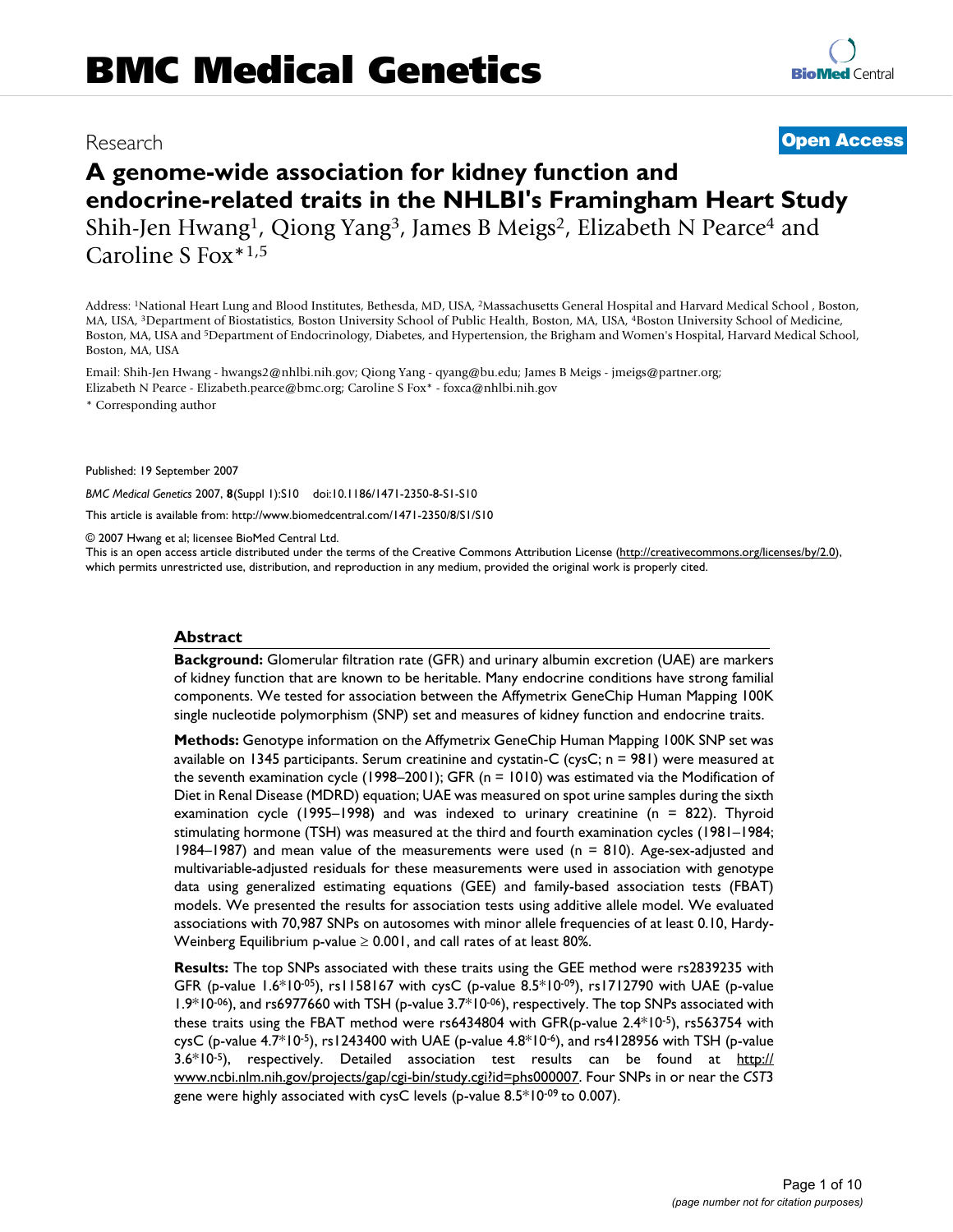# BMC Medical Genetics

Research

**Open Access**

# A genome-wide association for kidney function and endocrine-related traits in the NHLBI's Framingham Heart Study

Shih-Jen Hwang[1], Qiong Yang[3], James B Meigs[2], Elizabeth N Pearce[4] and Caroline S Fox*[1,5]

Address: [1]National Heart Lung and Blood Institutes, Bethesda, MD, USA, [2]Massachusetts General Hospital and Harvard Medical School , Boston, MA, USA, [3]Department of Biostatistics, Boston University School of Public Health, Boston, MA, USA, [4]Boston University School of Medicine, Boston, MA, USA and [5]Department of Endocrinology, Diabetes, and Hypertension, the Brigham and Women's Hospital, Harvard Medical School, Boston, MA, USA

Email: Shih-Jen Hwang - hwangs2@nhlbi.nih.gov; Qiong Yang - qyang@bu.edu; James B Meigs - jmeigs@partner.org; Elizabeth N Pearce - Elizabeth.pearce@bmc.org; Caroline S Fox* - foxca@nhlbi.nih.gov

* Corresponding author

Published: 19 September 2007

*BMC Medical Genetics* 2007, **8**(Suppl 1):S10 doi:10.1186/1471-2350-8-S1-S10

This article is available from: http://www.biomedcentral.com/1471-2350/8/S1/S10

© 2007 Hwang et al; licensee BioMed Central Ltd.

This is an open access article distributed under the terms of the Creative Commons Attribution License (http://creativecommons.org/licenses/by/2.0), which permits unrestricted use, distribution, and reproduction in any medium, provided the original work is properly cited.

## Abstract

**Background:** Glomerular filtration rate (GFR) and urinary albumin excretion (UAE) are markers of kidney function that are known to be heritable. Many endocrine conditions have strong familial components. We tested for association between the Affymetrix GeneChip Human Mapping 100K single nucleotide polymorphism (SNP) set and measures of kidney function and endocrine traits.

**Methods:** Genotype information on the Affymetrix GeneChip Human Mapping 100K SNP set was available on 1345 participants. Serum creatinine and cystatin-C (cysC; n = 981) were measured at the seventh examination cycle (1998–2001); GFR (n = 1010) was estimated via the Modification of Diet in Renal Disease (MDRD) equation; UAE was measured on spot urine samples during the sixth examination cycle (1995–1998) and was indexed to urinary creatinine (n = 822). Thyroid stimulating hormone (TSH) was measured at the third and fourth examination cycles (1981–1984; 1984–1987) and mean value of the measurements were used (n = 810). Age-sex-adjusted and multivariable-adjusted residuals for these measurements were used in association with genotype data using generalized estimating equations (GEE) and family-based association tests (FBAT) models. We presented the results for association tests using additive allele model. We evaluated associations with 70,987 SNPs on autosomes with minor allele frequencies of at least 0.10, Hardy-Weinberg Equilibrium p-value ≥ 0.001, and call rates of at least 80%.

**Results:** The top SNPs associated with these traits using the GEE method were rs2839235 with GFR (p-value $1.6*10^{-05}$), rs1158167 with cysC (p-value $8.5*10^{-09}$), rs1712790 with UAE (p-value $1.9*10^{-06}$), and rs6977660 with TSH (p-value $3.7*10^{-06}$), respectively. The top SNPs associated with these traits using the FBAT method were rs6434804 with GFR(p-value $2.4*10^{-5}$), rs563754 with cysC (p-value $4.7*10^{-5}$), rs1243400 with UAE (p-value $4.8*10^{-6}$), and rs4128956 with TSH (p-value $3.6*10^{-5}$), respectively. Detailed association test results can be found at http://www.ncbi.nlm.nih.gov/projects/gap/cgi-bin/study.cgi?id=phs000007. Four SNPs in or near the *CST3* gene were highly associated with cysC levels (p-value $8.5*10^{-09}$ to 0.007).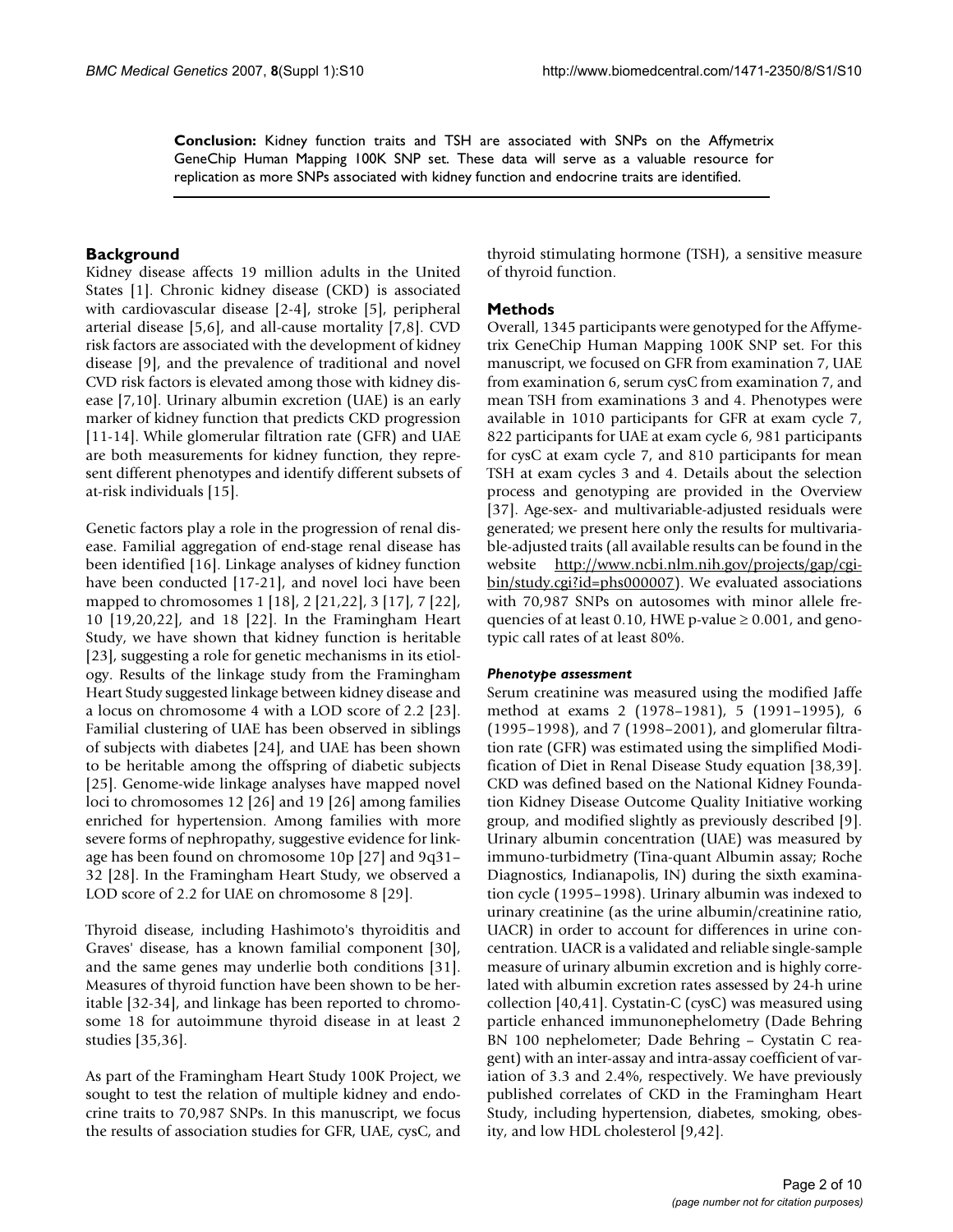**Conclusion:** Kidney function traits and TSH are associated with SNPs on the Affymetrix GeneChip Human Mapping 100K SNP set. These data will serve as a valuable resource for replication as more SNPs associated with kidney function and endocrine traits are identified.

## Background

Kidney disease affects 19 million adults in the United States [1]. Chronic kidney disease (CKD) is associated with cardiovascular disease [2-4], stroke [5], peripheral arterial disease [5,6], and all-cause mortality [7,8]. CVD risk factors are associated with the development of kidney disease [9], and the prevalence of traditional and novel CVD risk factors is elevated among those with kidney disease [7,10]. Urinary albumin excretion (UAE) is an early marker of kidney function that predicts CKD progression [11-14]. While glomerular filtration rate (GFR) and UAE are both measurements for kidney function, they represent different phenotypes and identify different subsets of at-risk individuals [15].

Genetic factors play a role in the progression of renal disease. Familial aggregation of end-stage renal disease has been identified [16]. Linkage analyses of kidney function have been conducted [17-21], and novel loci have been mapped to chromosomes 1 [18], 2 [21,22], 3 [17], 7 [22], 10 [19,20,22], and 18 [22]. In the Framingham Heart Study, we have shown that kidney function is heritable [23], suggesting a role for genetic mechanisms in its etiology. Results of the linkage study from the Framingham Heart Study suggested linkage between kidney disease and a locus on chromosome 4 with a LOD score of 2.2 [23]. Familial clustering of UAE has been observed in siblings of subjects with diabetes [24], and UAE has been shown to be heritable among the offspring of diabetic subjects [25]. Genome-wide linkage analyses have mapped novel loci to chromosomes 12 [26] and 19 [26] among families enriched for hypertension. Among families with more severe forms of nephropathy, suggestive evidence for linkage has been found on chromosome 10p [27] and 9q31–32 [28]. In the Framingham Heart Study, we observed a LOD score of 2.2 for UAE on chromosome 8 [29].

Thyroid disease, including Hashimoto's thyroiditis and Graves' disease, has a known familial component [30], and the same genes may underlie both conditions [31]. Measures of thyroid function have been shown to be heritable [32-34], and linkage has been reported to chromosome 18 for autoimmune thyroid disease in at least 2 studies [35,36].

As part of the Framingham Heart Study 100K Project, we sought to test the relation of multiple kidney and endocrine traits to 70,987 SNPs. In this manuscript, we focus the results of association studies for GFR, UAE, cysC, and thyroid stimulating hormone (TSH), a sensitive measure of thyroid function.

## Methods

Overall, 1345 participants were genotyped for the Affymetrix GeneChip Human Mapping 100K SNP set. For this manuscript, we focused on GFR from examination 7, UAE from examination 6, serum cysC from examination 7, and mean TSH from examinations 3 and 4. Phenotypes were available in 1010 participants for GFR at exam cycle 7, 822 participants for UAE at exam cycle 6, 981 participants for cysC at exam cycle 7, and 810 participants for mean TSH at exam cycles 3 and 4. Details about the selection process and genotyping are provided in the Overview [37]. Age-sex- and multivariable-adjusted residuals were generated; we present here only the results for multivariable-adjusted traits (all available results can be found in the website http://www.ncbi.nlm.nih.gov/projects/gap/cgi-bin/study.cgi?id=phs000007). We evaluated associations with 70,987 SNPs on autosomes with minor allele frequencies of at least 0.10, HWE p-value $\geq 0.001$, and genotypic call rates of at least 80%.

### *Phenotype assessment*

Serum creatinine was measured using the modified Jaffe method at exams 2 (1978–1981), 5 (1991–1995), 6 (1995–1998), and 7 (1998–2001), and glomerular filtration rate (GFR) was estimated using the simplified Modification of Diet in Renal Disease Study equation [38,39]. CKD was defined based on the National Kidney Foundation Kidney Disease Outcome Quality Initiative working group, and modified slightly as previously described [9]. Urinary albumin concentration (UAE) was measured by immuno-turbidmetry (Tina-quant Albumin assay; Roche Diagnostics, Indianapolis, IN) during the sixth examination cycle (1995–1998). Urinary albumin was indexed to urinary creatinine (as the urine albumin/creatinine ratio, UACR) in order to account for differences in urine concentration. UACR is a validated and reliable single-sample measure of urinary albumin excretion and is highly correlated with albumin excretion rates assessed by 24-h urine collection [40,41]. Cystatin-C (cysC) was measured using particle enhanced immunonephelometry (Dade Behring BN 100 nephelometer; Dade Behring – Cystatin C reagent) with an inter-assay and intra-assay coefficient of variation of 3.3 and 2.4%, respectively. We have previously published correlates of CKD in the Framingham Heart Study, including hypertension, diabetes, smoking, obesity, and low HDL cholesterol [9,42].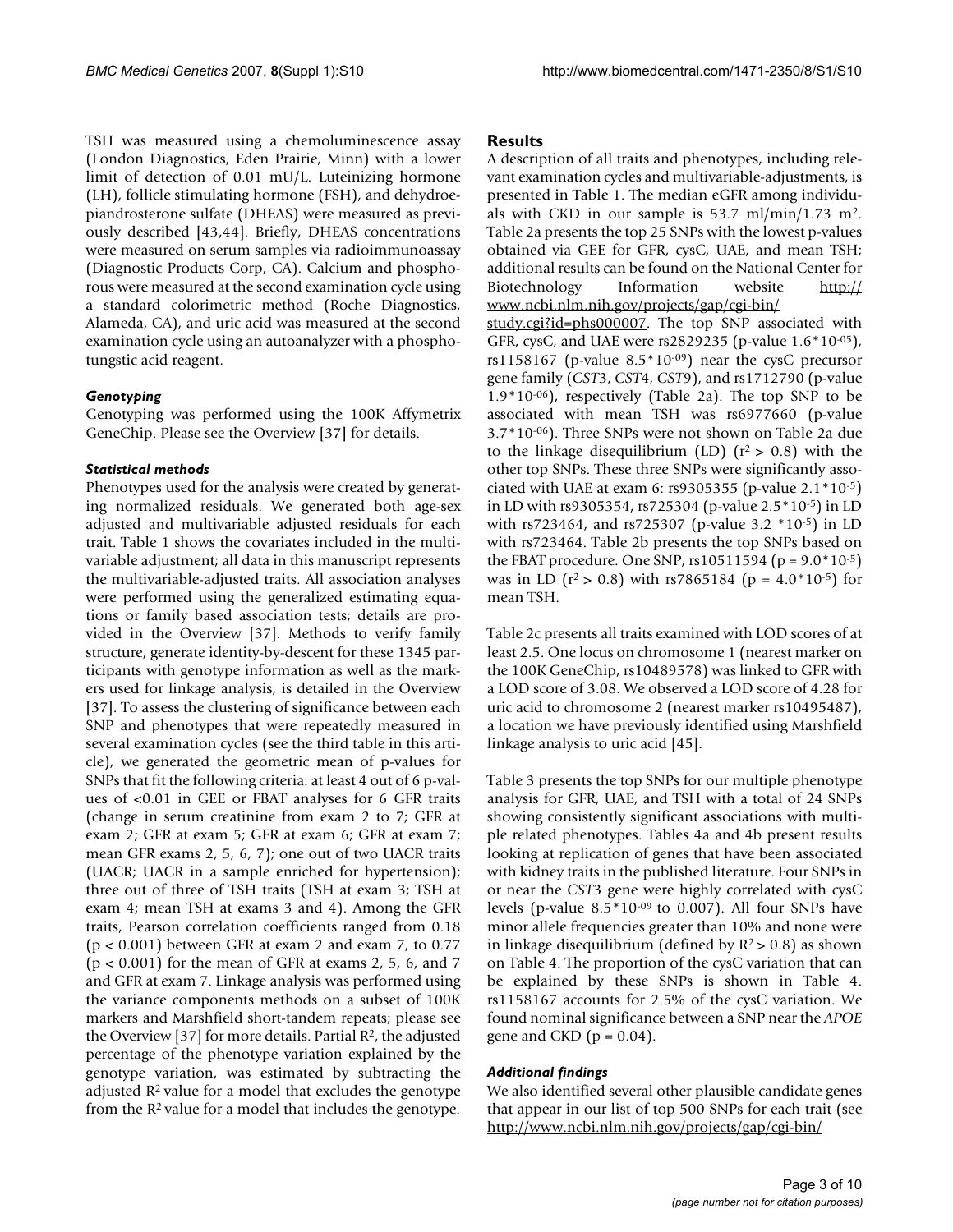TSH was measured using a chemoluminescence assay (London Diagnostics, Eden Prairie, Minn) with a lower limit of detection of 0.01 mU/L. Luteinizing hormone (LH), follicle stimulating hormone (FSH), and dehydroepiandrosterone sulfate (DHEAS) were measured as previously described [43,44]. Briefly, DHEAS concentrations were measured on serum samples via radioimmunoassay (Diagnostic Products Corp, CA). Calcium and phosphorous were measured at the second examination cycle using a standard colorimetric method (Roche Diagnostics, Alameda, CA), and uric acid was measured at the second examination cycle using an autoanalyzer with a phosphotungstic acid reagent.

### *Genotyping*

Genotyping was performed using the 100K Affymetrix GeneChip. Please see the Overview [37] for details.

### *Statistical methods*

Phenotypes used for the analysis were created by generating normalized residuals. We generated both age-sex adjusted and multivariable adjusted residuals for each trait. Table 1 shows the covariates included in the multivariable adjustment; all data in this manuscript represents the multivariable-adjusted traits. All association analyses were performed using the generalized estimating equations or family based association tests; details are provided in the Overview [37]. Methods to verify family structure, generate identity-by-descent for these 1345 participants with genotype information as well as the markers used for linkage analysis, is detailed in the Overview [37]. To assess the clustering of significance between each SNP and phenotypes that were repeatedly measured in several examination cycles (see the third table in this article), we generated the geometric mean of p-values for SNPs that fit the following criteria: at least 4 out of 6 p-values of <0.01 in GEE or FBAT analyses for 6 GFR traits (change in serum creatinine from exam 2 to 7; GFR at exam 2; GFR at exam 5; GFR at exam 6; GFR at exam 7; mean GFR exams 2, 5, 6, 7); one out of two UACR traits (UACR; UACR in a sample enriched for hypertension); three out of three of TSH traits (TSH at exam 3; TSH at exam 4; mean TSH at exams 3 and 4). Among the GFR traits, Pearson correlation coefficients ranged from 0.18 ($p < 0.001$) between GFR at exam 2 and exam 7, to 0.77 ($p < 0.001$) for the mean of GFR at exams 2, 5, 6, and 7 and GFR at exam 7. Linkage analysis was performed using the variance components methods on a subset of 100K markers and Marshfield short-tandem repeats; please see the Overview [37] for more details. Partial $R^2$, the adjusted percentage of the phenotype variation explained by the genotype variation, was estimated by subtracting the adjusted $R^2$ value for a model that excludes the genotype from the $R^2$ value for a model that includes the genotype.

## Results

A description of all traits and phenotypes, including relevant examination cycles and multivariable-adjustments, is presented in Table 1. The median eGFR among individuals with CKD in our sample is 53.7 ml/min/1.73 $m^2$. Table 2a presents the top 25 SNPs with the lowest p-values obtained via GEE for GFR, cysC, UAE, and mean TSH; additional results can be found on the National Center for Biotechnology Information website http://www.ncbi.nlm.nih.gov/projects/gap/cgi-bin/study.cgi?id=phs000007. The top SNP associated with GFR, cysC, and UAE were rs2829235 (p-value $1.6*10^{-05}$), rs1158167 (p-value $8.5*10^{-09}$) near the cysC precursor gene family (*CST*3, *CST*4, *CST*9), and rs1712790 (p-value $1.9*10^{-06}$), respectively (Table 2a). The top SNP to be associated with mean TSH was rs6977660 (p-value $3.7*10^{-06}$). Three SNPs were not shown on Table 2a due to the linkage disequilibrium (LD) ($r^2 > 0.8$) with the other top SNPs. These three SNPs were significantly associated with UAE at exam 6: rs9305355 (p-value $2.1*10^{-5}$) in LD with rs9305354, rs725304 (p-value $2.5*10^{-5}$) in LD with rs723464, and rs725307 (p-value $3.2*10^{-5}$) in LD with rs723464. Table 2b presents the top SNPs based on the FBAT procedure. One SNP, rs10511594 ($p = 9.0*10^{-5}$) was in LD ($r^2 > 0.8$) with rs7865184 ($p = 4.0*10^{-5}$) for mean TSH.

Table 2c presents all traits examined with LOD scores of at least 2.5. One locus on chromosome 1 (nearest marker on the 100K GeneChip, rs10489578) was linked to GFR with a LOD score of 3.08. We observed a LOD score of 4.28 for uric acid to chromosome 2 (nearest marker rs10495487), a location we have previously identified using Marshfield linkage analysis to uric acid [45].

Table 3 presents the top SNPs for our multiple phenotype analysis for GFR, UAE, and TSH with a total of 24 SNPs showing consistently significant associations with multiple related phenotypes. Tables 4a and 4b present results looking at replication of genes that have been associated with kidney traits in the published literature. Four SNPs in or near the *CST*3 gene were highly correlated with cysC levels (p-value $8.5*10^{-09}$ to 0.007). All four SNPs have minor allele frequencies greater than 10% and none were in linkage disequilibrium (defined by $R^2 > 0.8$) as shown on Table 4. The proportion of the cysC variation that can be explained by these SNPs is shown in Table 4. rs1158167 accounts for 2.5% of the cysC variation. We found nominal significance between a SNP near the *APOE* gene and CKD ($p = 0.04$).

### *Additional findings*

We also identified several other plausible candidate genes that appear in our list of top 500 SNPs for each trait (see http://www.ncbi.nlm.nih.gov/projects/gap/cgi-bin/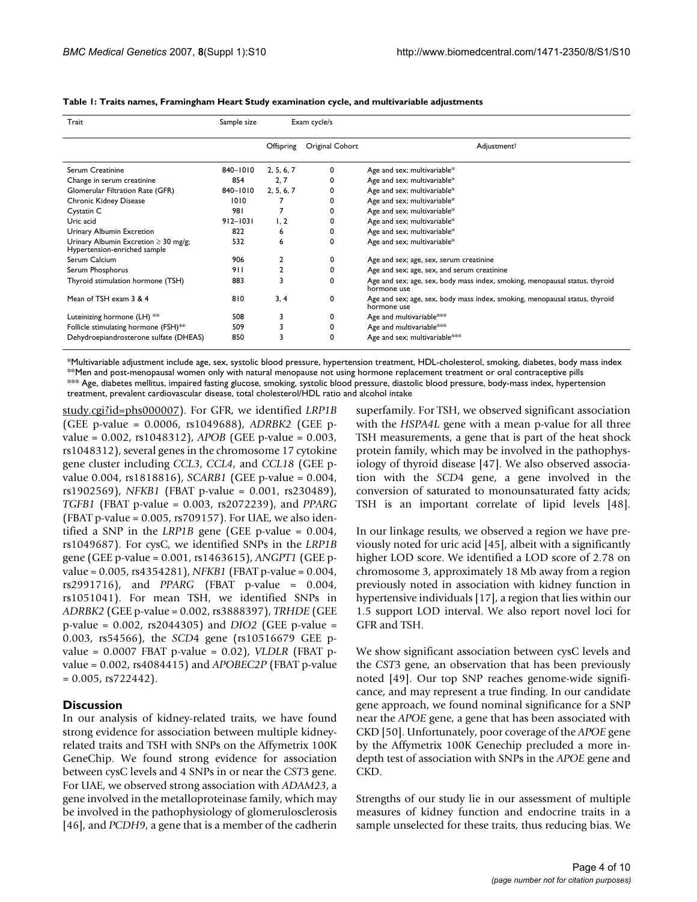**Table 1: Traits names, Framingham Heart Study examination cycle, and multivariable adjustments**

| Trait | Sample size | Exam cycle/s | | |
|---|---|---|---|---|
| | | Offspring | Original Cohort | Adjustment† |
| Serum Creatinine | 840–1010 | 2, 5, 6, 7 | 0 | Age and sex; multivariable* |
| Change in serum creatinine | 854 | 2, 7 | 0 | Age and sex; multivariable* |
| Glomerular Filtration Rate (GFR) | 840–1010 | 2, 5, 6, 7 | 0 | Age and sex; multivariable* |
| Chronic Kidney Disease | 1010 | 7 | 0 | Age and sex; multivariable* |
| Cystatin C | 981 | 7 | 0 | Age and sex; multivariable* |
| Uric acid | 912–1031 | 1, 2 | 0 | Age and sex; multivariable* |
| Urinary Albumin Excretion | 822 | 6 | 0 | Age and sex; multivariable* |
| Urinary Albumin Excretion ≥ 30 mg/g; Hypertension-enriched sample | 532 | 6 | 0 | Age and sex; multivariable* |
| Serum Calcium | 906 | 2 | 0 | Age and sex; age, sex, serum creatinine |
| Serum Phosphorus | 911 | 2 | 0 | Age and sex; age, sex, and serum creatinine |
| Thyroid stimulation hormone (TSH) | 883 | 3 | 0 | Age and sex; age, sex, body mass index, smoking, menopausal status, thyroid hormone use |
| Mean of TSH exam 3 & 4 | 810 | 3, 4 | 0 | Age and sex; age, sex, body mass index, smoking, menopausal status, thyroid hormone use |
| Luteinizing hormone (LH) ** | 508 | 3 | 0 | Age and multivariable*** |
| Follicle stimulating hormone (FSH)** | 509 | 3 | 0 | Age and multivariable*** |
| Dehydroepiandrosterone sulfate (DHEAS) | 850 | 3 | 0 | Age and sex; multivariable*** |

*Multivariable adjustment include age, sex, systolic blood pressure, hypertension treatment, HDL-cholesterol, smoking, diabetes, body mass index
**Men and post-menopausal women only with natural menopause not using hormone replacement treatment or oral contraceptive pills
*** Age, diabetes mellitus, impaired fasting glucose, smoking, systolic blood pressure, diastolic blood pressure, body-mass index, hypertension treatment, prevalent cardiovascular disease, total cholesterol/HDL ratio and alcohol intake

study.cgi?id=phs000007). For GFR, we identified *LRP1B* (GEE p-value = 0.0006, rs1049688), *ADRBK2* (GEE p-value = 0.002, rs1048312), *APOB* (GEE p-value = 0.003, rs1048312), several genes in the chromosome 17 cytokine gene cluster including *CCL3*, *CCL4*, and *CCL18* (GEE p-value 0.004, rs1818816), *SCARB1* (GEE p-value = 0.004, rs1902569), *NFKB1* (FBAT p-value = 0.001, rs230489), *TGFB1* (FBAT p-value = 0.003, rs2072239), and *PPARG* (FBAT p-value = 0.005, rs709157). For UAE, we also identified a SNP in the *LRP1B* gene (GEE p-value = 0.004, rs1049687). For cysC, we identified SNPs in the *LRP1B* gene (GEE p-value = 0.001, rs1463615), *ANGPT1* (GEE p-value = 0.005, rs4354281), *NFKB1* (FBAT p-value = 0.004, rs2991716), and *PPARG* (FBAT p-value = 0.004, rs1051041). For mean TSH, we identified SNPs in *ADRBK2* (GEE p-value = 0.002, rs3888397), *TRHDE* (GEE p-value = 0.002, rs2044305) and *DIO2* (GEE p-value = 0.003, rs54566), the *SCD*4 gene (rs10516679 GEE p-value = 0.0007 FBAT p-value = 0.02), *VLDLR* (FBAT p-value = 0.002, rs4084415) and *APOBEC2P* (FBAT p-value = 0.005, rs722442).

## Discussion

In our analysis of kidney-related traits, we have found strong evidence for association between multiple kidney-related traits and TSH with SNPs on the Affymetrix 100K GeneChip. We found strong evidence for association between cysC levels and 4 SNPs in or near the *CST*3 gene. For UAE, we observed strong association with *ADAM23*, a gene involved in the metalloproteinase family, which may be involved in the pathophysiology of glomerulosclerosis [46], and *PCDH9*, a gene that is a member of the cadherin superfamily. For TSH, we observed significant association with the *HSPA4L* gene with a mean p-value for all three TSH measurements, a gene that is part of the heat shock protein family, which may be involved in the pathophysiology of thyroid disease [47]. We also observed association with the *SCD*4 gene, a gene involved in the conversion of saturated to monounsaturated fatty acids; TSH is an important correlate of lipid levels [48].

In our linkage results, we observed a region we have previously noted for uric acid [45], albeit with a significantly higher LOD score. We identified a LOD score of 2.78 on chromosome 3, approximately 18 Mb away from a region previously noted in association with kidney function in hypertensive individuals [17], a region that lies within our 1.5 support LOD interval. We also report novel loci for GFR and TSH.

We show significant association between cysC levels and the *CST*3 gene, an observation that has been previously noted [49]. Our top SNP reaches genome-wide significance, and may represent a true finding. In our candidate gene approach, we found nominal significance for a SNP near the *APOE* gene, a gene that has been associated with CKD [50]. Unfortunately, poor coverage of the *APOE* gene by the Affymetrix 100K Genechip precluded a more in-depth test of association with SNPs in the *APOE* gene and CKD.

Strengths of our study lie in our assessment of multiple measures of kidney function and endocrine traits in a sample unselected for these traits, thus reducing bias. We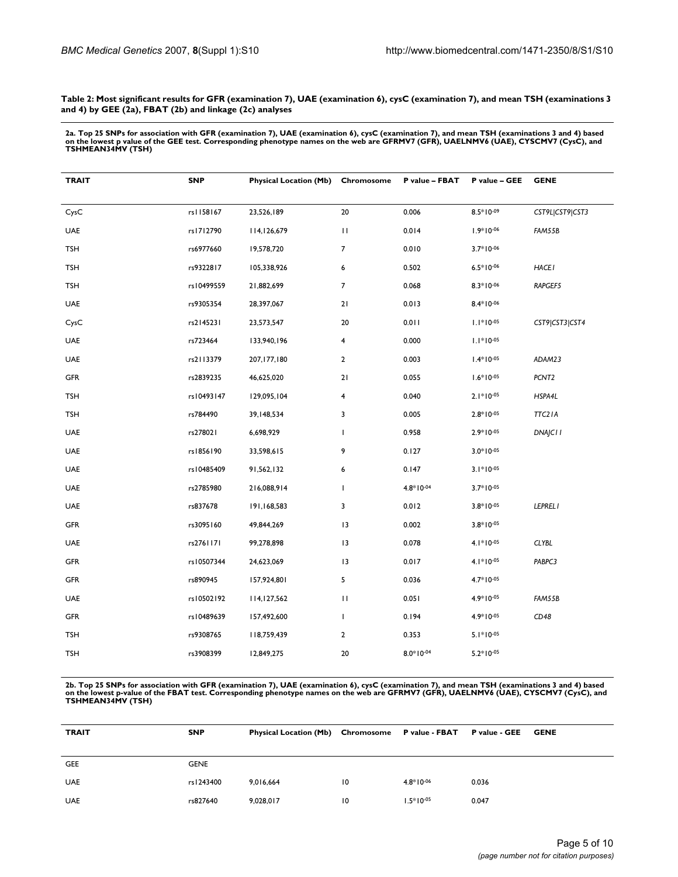**Table 2: Most significant results for GFR (examination 7), UAE (examination 6), cysC (examination 7), and mean TSH (examinations 3 and 4) by GEE (2a), FBAT (2b) and linkage (2c) analyses**

**2a. Top 25 SNPs for association with GFR (examination 7), UAE (examination 6), cysC (examination 7), and mean TSH (examinations 3 and 4) based on the lowest p value of the GEE test. Corresponding phenotype names on the web are GFRMV7 (GFR), UAELNMV6 (UAE), CYSCMV7 (CysC), and TSHMEAN34MV (TSH)**

| TRAIT | SNP | Physical Location (Mb) | Chromosome | P value – FBAT | P value – GEE | GENE |
| --- | --- | --- | --- | --- | --- | --- |
| CysC | rs1158167 | 23,526,189 | 20 | 0.006 | $8.5*10^{-09}$ | *CST9L\|CST9\|CST3* |
| UAE | rs1712790 | 114,126,679 | 11 | 0.014 | $1.9*10^{-06}$ | *FAM55B* |
| TSH | rs6977660 | 19,578,720 | 7 | 0.010 | $3.7*10^{-06}$ | |
| TSH | rs9322817 | 105,338,926 | 6 | 0.502 | $6.5*10^{-06}$ | *HACE1* |
| TSH | rs10499559 | 21,882,699 | 7 | 0.068 | $8.3*10^{-06}$ | *RAPGEF5* |
| UAE | rs9305354 | 28,397,067 | 21 | 0.013 | $8.4*10^{-06}$ | |
| CysC | rs2145231 | 23,573,547 | 20 | 0.011 | $1.1*10^{-05}$ | *CST9\|CST3\|CST4* |
| UAE | rs723464 | 133,940,196 | 4 | 0.000 | $1.1*10^{-05}$ | |
| UAE | rs2113379 | 207,177,180 | 2 | 0.003 | $1.4*10^{-05}$ | *ADAM23* |
| GFR | rs2839235 | 46,625,020 | 21 | 0.055 | $1.6*10^{-05}$ | *PCNT2* |
| TSH | rs10493147 | 129,095,104 | 4 | 0.040 | $2.1*10^{-05}$ | *HSPA4L* |
| TSH | rs784490 | 39,148,534 | 3 | 0.005 | $2.8*10^{-05}$ | *TTC21A* |
| UAE | rs278021 | 6,698,929 | 1 | 0.958 | $2.9*10^{-05}$ | *DNAJC11* |
| UAE | rs1856190 | 33,598,615 | 9 | 0.127 | $3.0*10^{-05}$ | |
| UAE | rs10485409 | 91,562,132 | 6 | 0.147 | $3.1*10^{-05}$ | |
| UAE | rs2785980 | 216,088,914 | 1 | $4.8*10^{-04}$ | $3.7*10^{-05}$ | |
| UAE | rs837678 | 191,168,583 | 3 | 0.012 | $3.8*10^{-05}$ | *LEPREL1* |
| GFR | rs3095160 | 49,844,269 | 13 | 0.002 | $3.8*10^{-05}$ | |
| UAE | rs2761171 | 99,278,898 | 13 | 0.078 | $4.1*10^{-05}$ | *CLYBL* |
| GFR | rs10507344 | 24,623,069 | 13 | 0.017 | $4.1*10^{-05}$ | *PABPC3* |
| GFR | rs890945 | 157,924,801 | 5 | 0.036 | $4.7*10^{-05}$ | |
| UAE | rs10502192 | 114,127,562 | 11 | 0.051 | $4.9*10^{-05}$ | *FAM55B* |
| GFR | rs10489639 | 157,492,600 | 1 | 0.194 | $4.9*10^{-05}$ | *CD48* |
| TSH | rs9308765 | 118,759,439 | 2 | 0.353 | $5.1*10^{-05}$ | |
| TSH | rs3908399 | 12,849,275 | 20 | $8.0*10^{-04}$ | $5.2*10^{-05}$ | |

**2b. Top 25 SNPs for association with GFR (examination 7), UAE (examination 6), cysC (examination 7), and mean TSH (examinations 3 and 4) based on the lowest p-value of the FBAT test. Corresponding phenotype names on the web are GFRMV7 (GFR), UAELNMV6 (UAE), CYSCMV7 (CysC), and TSHMEAN34MV (TSH)**

| TRAIT | SNP | Physical Location (Mb) | Chromosome | P value - FBAT | P value - GEE | GENE |
| --- | --- | --- | --- | --- | --- | --- |
| GEE | GENE | | | | | |
| UAE | rs1243400 | 9,016,664 | 10 | $4.8*10^{-06}$ | 0.036 | |
| UAE | rs827640 | 9,028,017 | 10 | $1.5*10^{-05}$ | 0.047 | |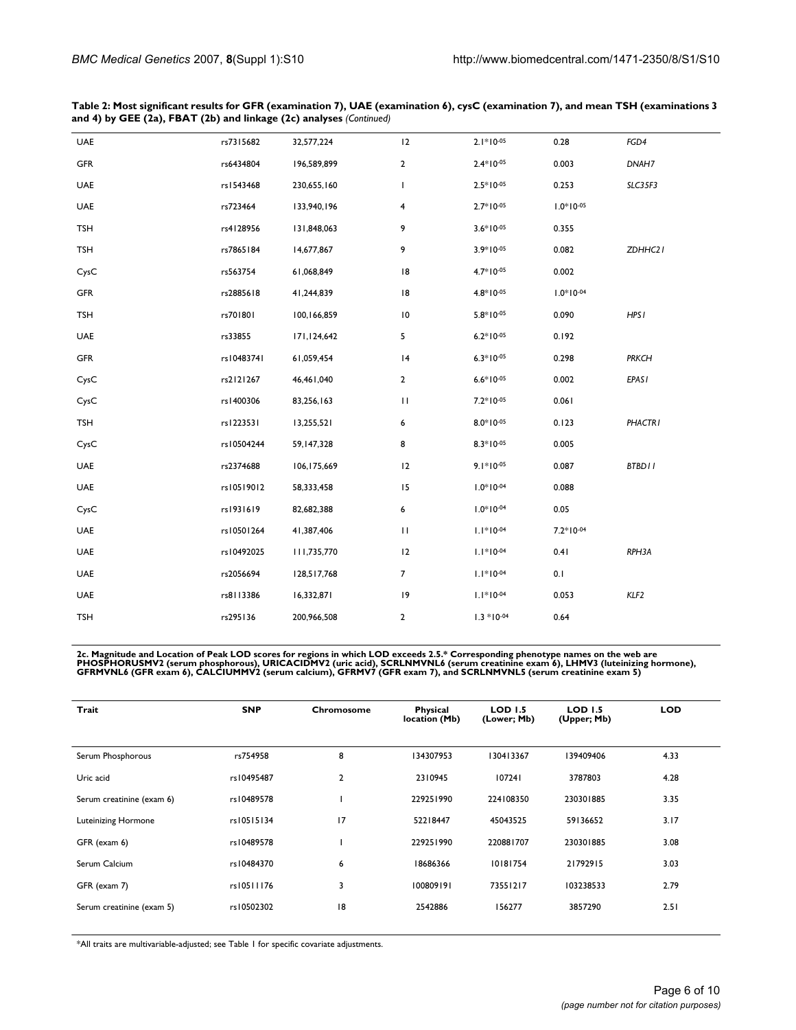**Table 2: Most significant results for GFR (examination 7), UAE (examination 6), cysC (examination 7), and mean TSH (examinations 3 and 4) by GEE (2a), FBAT (2b) and linkage (2c) analyses** *(Continued)*

| | | | | | | |
|---|---|---|---|---|---|---|
| UAE | rs7315682 | 32,577,224 | 12 | $2.1*10^{-05}$ | 0.28 | *FGD4* |
| GFR | rs6434804 | 196,589,899 | 2 | $2.4*10^{-05}$ | 0.003 | *DNAH7* |
| UAE | rs1543468 | 230,655,160 | 1 | $2.5*10^{-05}$ | 0.253 | *SLC35F3* |
| UAE | rs723464 | 133,940,196 | 4 | $2.7*10^{-05}$ | $1.0*10^{-05}$ | |
| TSH | rs4128956 | 131,848,063 | 9 | $3.6*10^{-05}$ | 0.355 | |
| TSH | rs7865184 | 14,677,867 | 9 | $3.9*10^{-05}$ | 0.082 | *ZDHHC21* |
| CysC | rs563754 | 61,068,849 | 18 | $4.7*10^{-05}$ | 0.002 | |
| GFR | rs2885618 | 41,244,839 | 18 | $4.8*10^{-05}$ | $1.0*10^{-04}$ | |
| TSH | rs701801 | 100,166,859 | 10 | $5.8*10^{-05}$ | 0.090 | *HPS1* |
| UAE | rs33855 | 171,124,642 | 5 | $6.2*10^{-05}$ | 0.192 | |
| GFR | rs10483741 | 61,059,454 | 14 | $6.3*10^{-05}$ | 0.298 | *PRKCH* |
| CysC | rs2121267 | 46,461,040 | 2 | $6.6*10^{-05}$ | 0.002 | *EPAS1* |
| CysC | rs1400306 | 83,256,163 | 11 | $7.2*10^{-05}$ | 0.061 | |
| TSH | rs1223531 | 13,255,521 | 6 | $8.0*10^{-05}$ | 0.123 | *PHACTR1* |
| CysC | rs10504244 | 59,147,328 | 8 | $8.3*10^{-05}$ | 0.005 | |
| UAE | rs2374688 | 106,175,669 | 12 | $9.1*10^{-05}$ | 0.087 | *BTBD11* |
| UAE | rs10519012 | 58,333,458 | 15 | $1.0*10^{-04}$ | 0.088 | |
| CysC | rs1931619 | 82,682,388 | 6 | $1.0*10^{-04}$ | 0.05 | |
| UAE | rs10501264 | 41,387,406 | 11 | $1.1*10^{-04}$ | $7.2*10^{-04}$ | |
| UAE | rs10492025 | 111,735,770 | 12 | $1.1*10^{-04}$ | 0.41 | *RPH3A* |
| UAE | rs2056694 | 128,517,768 | 7 | $1.1*10^{-04}$ | 0.1 | |
| UAE | rs8113386 | 16,332,871 | 19 | $1.1*10^{-04}$ | 0.053 | *KLF2* |
| TSH | rs295136 | 200,966,508 | 2 | $1.3*10^{-04}$ | 0.64 | |

**2c. Magnitude and Location of Peak LOD scores for regions in which LOD exceeds 2.5.* Corresponding phenotype names on the web are PHOSPHORUSMV2 (serum phosphorous), URICACIDMV2 (uric acid), SCRLNMVNL6 (serum creatinine exam 6), LHMV3 (luteinizing hormone), GFRMVNL6 (GFR exam 6), CALCIUMMV2 (serum calcium), GFRMV7 (GFR exam 7), and SCRLNMVNL5 (serum creatinine exam 5)**

| Trait | SNP | Chromosome | Physical location (Mb) | LOD 1.5 (Lower; Mb) | LOD 1.5 (Upper; Mb) | LOD |
|---|---|---|---|---|---|---|
| Serum Phosphorous | rs754958 | 8 | 134307953 | 130413367 | 139409406 | 4.33 |
| Uric acid | rs10495487 | 2 | 2310945 | 107241 | 3787803 | 4.28 |
| Serum creatinine (exam 6) | rs10489578 | 1 | 229251990 | 224108350 | 230301885 | 3.35 |
| Luteinizing Hormone | rs10515134 | 17 | 52218447 | 45043525 | 59136652 | 3.17 |
| GFR (exam 6) | rs10489578 | 1 | 229251990 | 220881707 | 230301885 | 3.08 |
| Serum Calcium | rs10484370 | 6 | 18686366 | 10181754 | 21792915 | 3.03 |
| GFR (exam 7) | rs10511176 | 3 | 100809191 | 73551217 | 103238533 | 2.79 |
| Serum creatinine (exam 5) | rs10502302 | 18 | 2542886 | 156277 | 3857290 | 2.51 |

*All traits are multivariable-adjusted; see Table 1 for specific covariate adjustments.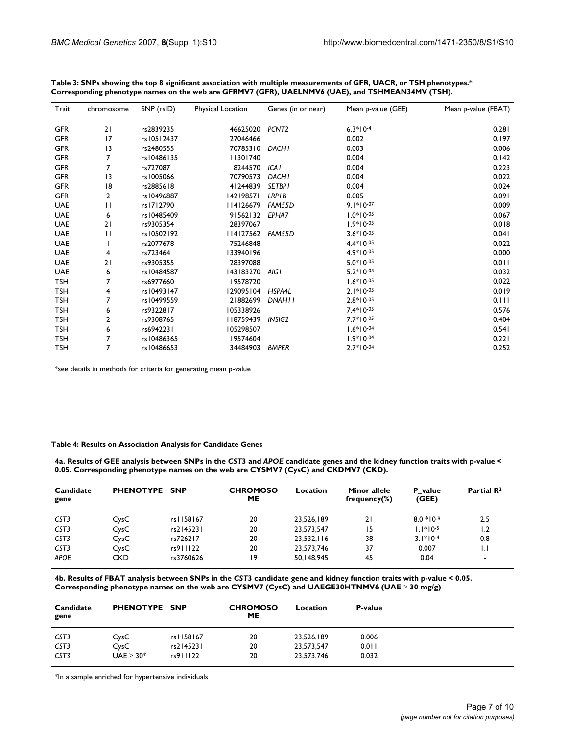**Table 3: SNPs showing the top 8 significant association with multiple measurements of GFR, UACR, or TSH phenotypes.* Corresponding phenotype names on the web are GFRMV7 (GFR), UAELNMV6 (UAE), and TSHMEAN34MV (TSH).**

| Trait | chromosome | SNP (rsID) | Physical Location | Genes (in or near) | Mean p-value (GEE) | Mean p-value (FBAT) |
|---|---|---|---|---|---|---|
| GFR | 21 | rs2839235 | 46625020 | *PCNT2* | $6.3*10^{-4}$ | 0.281 |
| GFR | 17 | rs10512437 | 27046466 | | 0.002 | 0.197 |
| GFR | 13 | rs2480555 | 70785310 | *DACH1* | 0.003 | 0.006 |
| GFR | 7 | rs10486135 | 11301740 | | 0.004 | 0.142 |
| GFR | 7 | rs727087 | 8244570 | *ICA1* | 0.004 | 0.223 |
| GFR | 13 | rs1005066 | 70790573 | *DACH1* | 0.004 | 0.022 |
| GFR | 18 | rs2885618 | 41244839 | *SETBP1* | 0.004 | 0.024 |
| GFR | 2 | rs10496887 | 142198571 | *LRP1B* | 0.005 | 0.091 |
| UAE | 11 | rs1712790 | 114126679 | *FAM55D* | $9.1*10^{-07}$ | 0.009 |
| UAE | 6 | rs10485409 | 91562132 | *EPHA7* | $1.0*10^{-05}$ | 0.067 |
| UAE | 21 | rs9305354 | 28397067 | | $1.9*10^{-05}$ | 0.018 |
| UAE | 11 | rs10502192 | 114127562 | *FAM55D* | $3.6*10^{-05}$ | 0.041 |
| UAE | 1 | rs2077678 | 75246848 | | $4.4*10^{-05}$ | 0.022 |
| UAE | 4 | rs723464 | 133940196 | | $4.9*10^{-05}$ | 0.000 |
| UAE | 21 | rs9305355 | 28397088 | | $5.0*10^{-05}$ | 0.011 |
| UAE | 6 | rs10484587 | 143183270 | *AIG1* | $5.2*10^{-05}$ | 0.032 |
| TSH | 7 | rs6977660 | 19578720 | | $1.6*10^{-05}$ | 0.022 |
| TSH | 4 | rs10493147 | 129095104 | *HSPA4L* | $2.1*10^{-05}$ | 0.019 |
| TSH | 7 | rs10499559 | 21882699 | *DNAH11* | $2.8*10^{-05}$ | 0.111 |
| TSH | 6 | rs9322817 | 105338926 | | $7.4*10^{-05}$ | 0.576 |
| TSH | 2 | rs9308765 | 118759439 | *INSIG2* | $7.7*10^{-05}$ | 0.404 |
| TSH | 6 | rs6942231 | 105298507 | | $1.6*10^{-04}$ | 0.541 |
| TSH | 7 | rs10486365 | 19574604 | | $1.9*10^{-04}$ | 0.221 |
| TSH | 7 | rs10486653 | 34484903 | *BMPER* | $2.7*10^{-04}$ | 0.252 |

*see details in methods for criteria for generating mean p-value

**Table 4: Results on Association Analysis for Candidate Genes**

**4a. Results of GEE analysis between SNPs in the *CST3* and *APOE* candidate genes and the kidney function traits with p-value < 0.05. Corresponding phenotype names on the web are CYSMV7 (CysC) and CKDMV7 (CKD).**

| Candidate gene | PHENOTYPE | SNP | CHROMOSOME | Location | Minor allele frequency(%) | P_value (GEE) | Partial $R^2$ |
|---|---|---|---|---|---|---|---|
| *CST3* | CysC | rs1158167 | 20 | 23,526,189 | 21 | $8.0*10^{-9}$ | 2.5 |
| *CST3* | CysC | rs2145231 | 20 | 23,573,547 | 15 | $1.1*10^{-5}$ | 1.2 |
| *CST3* | CysC | rs726217 | 20 | 23,532,116 | 38 | $3.1*10^{-4}$ | 0.8 |
| *CST3* | CysC | rs911122 | 20 | 23,573,746 | 37 | 0.007 | 1.1 |
| *APOE* | CKD | rs3760626 | 19 | 50,148,945 | 45 | 0.04 | - |

**4b. Results of FBAT analysis between SNPs in the *CST3* candidate gene and kidney function traits with p-value < 0.05. Corresponding phenotype names on the web are CYSMV7 (CysC) and UAEGE30HTNMV6 (UAE ≥ 30 mg/g)**

| Candidate gene | PHENOTYPE | SNP | CHROMOSOME | Location | P-value |
|---|---|---|---|---|---|
| *CST3* | CysC | rs1158167 | 20 | 23,526,189 | 0.006 |
| *CST3* | CysC | rs2145231 | 20 | 23,573,547 | 0.011 |
| *CST3* | UAE ≥ 30* | rs911122 | 20 | 23,573,746 | 0.032 |

*In a sample enriched for hypertensive individuals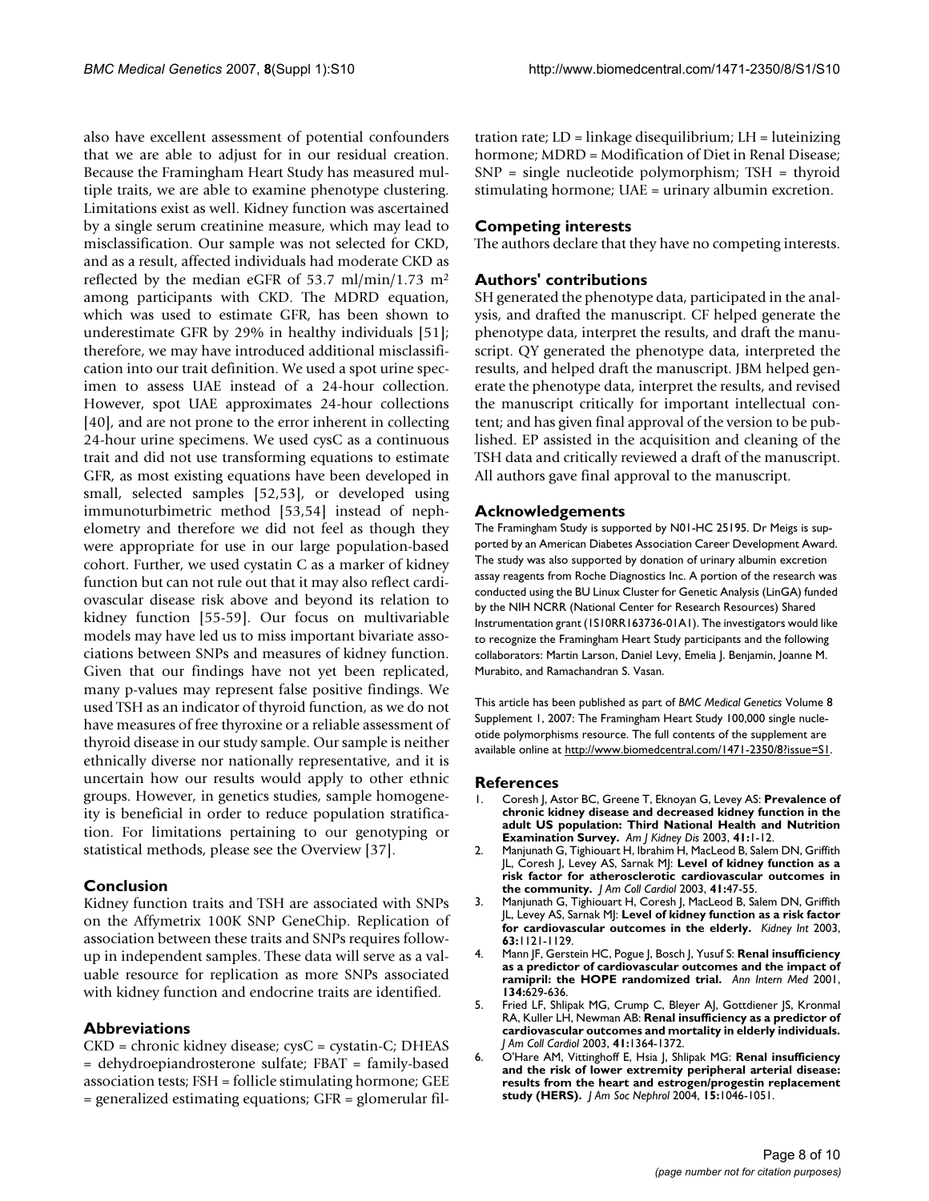also have excellent assessment of potential confounders that we are able to adjust for in our residual creation. Because the Framingham Heart Study has measured multiple traits, we are able to examine phenotype clustering. Limitations exist as well. Kidney function was ascertained by a single serum creatinine measure, which may lead to misclassification. Our sample was not selected for CKD, and as a result, affected individuals had moderate CKD as reflected by the median eGFR of 53.7 ml/min/1.73 $m^2$ among participants with CKD. The MDRD equation, which was used to estimate GFR, has been shown to underestimate GFR by 29% in healthy individuals [51]; therefore, we may have introduced additional misclassification into our trait definition. We used a spot urine specimen to assess UAE instead of a 24-hour collection. However, spot UAE approximates 24-hour collections [40], and are not prone to the error inherent in collecting 24-hour urine specimens. We used cysC as a continuous trait and did not use transforming equations to estimate GFR, as most existing equations have been developed in small, selected samples [52,53], or developed using immunoturbimetric method [53,54] instead of nephelometry and therefore we did not feel as though they were appropriate for use in our large population-based cohort. Further, we used cystatin C as a marker of kidney function but can not rule out that it may also reflect cardiovascular disease risk above and beyond its relation to kidney function [55-59]. Our focus on multivariable models may have led us to miss important bivariate associations between SNPs and measures of kidney function. Given that our findings have not yet been replicated, many p-values may represent false positive findings. We used TSH as an indicator of thyroid function, as we do not have measures of free thyroxine or a reliable assessment of thyroid disease in our study sample. Our sample is neither ethnically diverse nor nationally representative, and it is uncertain how our results would apply to other ethnic groups. However, in genetics studies, sample homogeneity is beneficial in order to reduce population stratification. For limitations pertaining to our genotyping or statistical methods, please see the Overview [37].

## Conclusion

Kidney function traits and TSH are associated with SNPs on the Affymetrix 100K SNP GeneChip. Replication of association between these traits and SNPs requires follow-up in independent samples. These data will serve as a valuable resource for replication as more SNPs associated with kidney function and endocrine traits are identified.

## Abbreviations

CKD = chronic kidney disease; cysC = cystatin-C; DHEAS = dehydroepiandrosterone sulfate; FBAT = family-based association tests; FSH = follicle stimulating hormone; GEE = generalized estimating equations; GFR = glomerular filtration rate; LD = linkage disequilibrium; LH = luteinizing hormone; MDRD = Modification of Diet in Renal Disease; SNP = single nucleotide polymorphism; TSH = thyroid stimulating hormone; UAE = urinary albumin excretion.

## Competing interests

The authors declare that they have no competing interests.

## Authors' contributions

SH generated the phenotype data, participated in the analysis, and drafted the manuscript. CF helped generate the phenotype data, interpret the results, and draft the manuscript. QY generated the phenotype data, interpreted the results, and helped draft the manuscript. JBM helped generate the phenotype data, interpret the results, and revised the manuscript critically for important intellectual content; and has given final approval of the version to be published. EP assisted in the acquisition and cleaning of the TSH data and critically reviewed a draft of the manuscript. All authors gave final approval to the manuscript.

## Acknowledgements

The Framingham Study is supported by N01-HC 25195. Dr Meigs is supported by an American Diabetes Association Career Development Award. The study was also supported by donation of urinary albumin excretion assay reagents from Roche Diagnostics Inc. A portion of the research was conducted using the BU Linux Cluster for Genetic Analysis (LinGA) funded by the NIH NCRR (National Center for Research Resources) Shared Instrumentation grant (1S10RR163736-01A1). The investigators would like to recognize the Framingham Heart Study participants and the following collaborators: Martin Larson, Daniel Levy, Emelia J. Benjamin, Joanne M. Murabito, and Ramachandran S. Vasan.

This article has been published as part of *BMC Medical Genetics* Volume 8 Supplement 1, 2007: The Framingham Heart Study 100,000 single nucleotide polymorphisms resource. The full contents of the supplement are available online at http://www.biomedcentral.com/1471-2350/8?issue=S1.

## References

1. Coresh J, Astor BC, Greene T, Eknoyan G, Levey AS: **Prevalence of chronic kidney disease and decreased kidney function in the adult US population: Third National Health and Nutrition Examination Survey.** *Am J Kidney Dis* 2003, **41:**1-12.
2. Manjunath G, Tighiouart H, Ibrahim H, MacLeod B, Salem DN, Griffith JL, Coresh J, Levey AS, Sarnak MJ: **Level of kidney function as a risk factor for atherosclerotic cardiovascular outcomes in the community.** *J Am Coll Cardiol* 2003, **41:**47-55.
3. Manjunath G, Tighiouart H, Coresh J, MacLeod B, Salem DN, Griffith JL, Levey AS, Sarnak MJ: **Level of kidney function as a risk factor for cardiovascular outcomes in the elderly.** *Kidney Int* 2003, **63:**1121-1129.
4. Mann JF, Gerstein HC, Pogue J, Bosch J, Yusuf S: **Renal insufficiency as a predictor of cardiovascular outcomes and the impact of ramipril: the HOPE randomized trial.** *Ann Intern Med* 2001, **134:**629-636.
5. Fried LF, Shlipak MG, Crump C, Bleyer AJ, Gottdiener JS, Kronmal RA, Kuller LH, Newman AB: **Renal insufficiency as a predictor of cardiovascular outcomes and mortality in elderly individuals.** *J Am Coll Cardiol* 2003, **41:**1364-1372.
6. O'Hare AM, Vittinghoff E, Hsia J, Shlipak MG: **Renal insufficiency and the risk of lower extremity peripheral arterial disease: results from the heart and estrogen/progestin replacement study (HERS).** *J Am Soc Nephrol* 2004, **15:**1046-1051.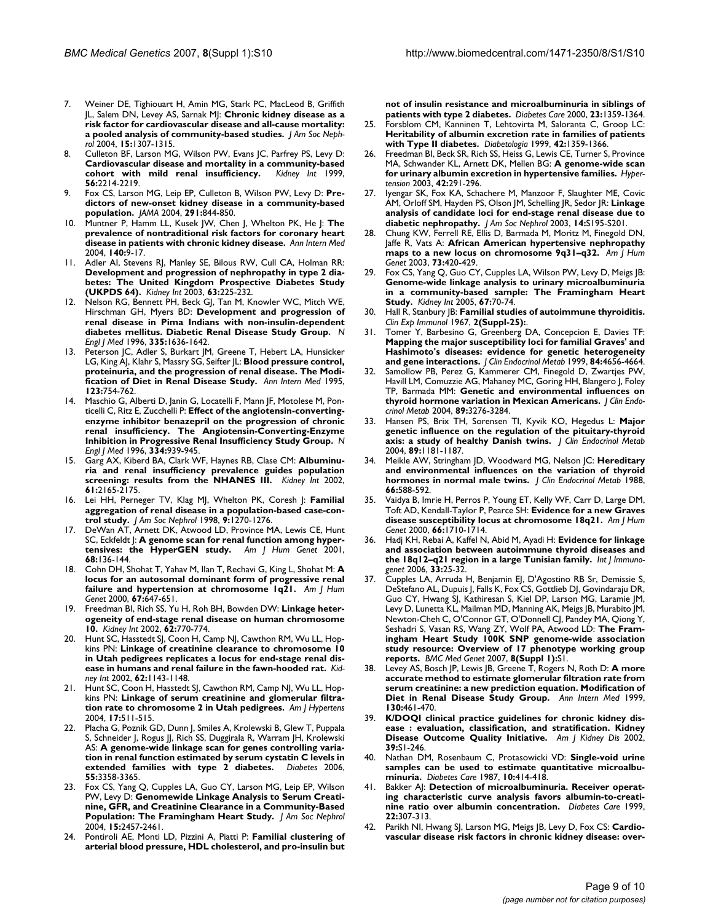7. Weiner DE, Tighiouart H, Amin MG, Stark PC, MacLeod B, Griffith JL, Salem DN, Levey AS, Sarnak MJ: **Chronic kidney disease as a risk factor for cardiovascular disease and all-cause mortality: a pooled analysis of community-based studies.** *J Am Soc Nephrol* 2004, **15:**1307-1315.
8. Culleton BF, Larson MG, Wilson PW, Evans JC, Parfrey PS, Levy D: **Cardiovascular disease and mortality in a community-based cohort with mild renal insufficiency.** *Kidney Int* 1999, **56:**2214-2219.
9. Fox CS, Larson MG, Leip EP, Culleton B, Wilson PW, Levy D: **Predictors of new-onset kidney disease in a community-based population.** *JAMA* 2004, **291:**844-850.
10. Muntner P, Hamm LL, Kusek JW, Chen J, Whelton PK, He J: **The prevalence of nontraditional risk factors for coronary heart disease in patients with chronic kidney disease.** *Ann Intern Med* 2004, **140:**9-17.
11. Adler AI, Stevens RJ, Manley SE, Bilous RW, Cull CA, Holman RR: **Development and progression of nephropathy in type 2 diabetes: The United Kingdom Prospective Diabetes Study (UKPDS 64).** *Kidney Int* 2003, **63:**225-232.
12. Nelson RG, Bennett PH, Beck GJ, Tan M, Knowler WC, Mitch WE, Hirschman GH, Myers BD: **Development and progression of renal disease in Pima Indians with non-insulin-dependent diabetes mellitus. Diabetic Renal Disease Study Group.** *N Engl J Med* 1996, **335:**1636-1642.
13. Peterson JC, Adler S, Burkart JM, Greene T, Hebert LA, Hunsicker LG, King AJ, Klahr S, Massry SG, Seifter JL: **Blood pressure control, proteinuria, and the progression of renal disease. The Modification of Diet in Renal Disease Study.** *Ann Intern Med* 1995, **123:**754-762.
14. Maschio G, Alberti D, Janin G, Locatelli F, Mann JF, Motolese M, Ponticelli C, Ritz E, Zucchelli P: **Effect of the angiotensin-converting-enzyme inhibitor benazepril on the progression of chronic renal insufficiency. The Angiotensin-Converting-Enzyme Inhibition in Progressive Renal Insufficiency Study Group.** *N Engl J Med* 1996, **334:**939-945.
15. Garg AX, Kiberd BA, Clark WF, Haynes RB, Clase CM: **Albuminuria and renal insufficiency prevalence guides population screening: results from the NHANES III.** *Kidney Int* 2002, **61:**2165-2175.
16. Lei HH, Perneger TV, Klag MJ, Whelton PK, Coresh J: **Familial aggregation of renal disease in a population-based case-control study.** *J Am Soc Nephrol* 1998, **9:**1270-1276.
17. DeWan AT, Arnett DK, Atwood LD, Province MA, Lewis CE, Hunt SC, Eckfeldt J: **A genome scan for renal function among hypertensives: the HyperGEN study.** *Am J Hum Genet* 2001, **68:**136-144.
18. Cohn DH, Shohat T, Yahav M, Ilan T, Rechavi G, King L, Shohat M: **A locus for an autosomal dominant form of progressive renal failure and hypertension at chromosome 1q21.** *Am J Hum Genet* 2000, **67:**647-651.
19. Freedman BI, Rich SS, Yu H, Roh BH, Bowden DW: **Linkage heterogeneity of end-stage renal disease on human chromosome 10.** *Kidney Int* 2002, **62:**770-774.
20. Hunt SC, Hasstedt SJ, Coon H, Camp NJ, Cawthon RM, Wu LL, Hopkins PN: **Linkage of creatinine clearance to chromosome 10 in Utah pedigrees replicates a locus for end-stage renal disease in humans and renal failure in the fawn-hooded rat.** *Kidney Int* 2002, **62:**1143-1148.
21. Hunt SC, Coon H, Hasstedt SJ, Cawthon RM, Camp NJ, Wu LL, Hopkins PN: **Linkage of serum creatinine and glomerular filtration rate to chromosome 2 in Utah pedigrees.** *Am J Hypertens* 2004, **17:**511-515.
22. Placha G, Poznik GD, Dunn J, Smiles A, Krolewski B, Glew T, Puppala S, Schneider J, Rogus JJ, Rich SS, Duggirala R, Warram JH, Krolewski AS: **A genome-wide linkage scan for genes controlling variation in renal function estimated by serum cystatin C levels in extended families with type 2 diabetes.** *Diabetes* 2006, **55:**3358-3365.
23. Fox CS, Yang Q, Cupples LA, Guo CY, Larson MG, Leip EP, Wilson PW, Levy D: **Genomewide Linkage Analysis to Serum Creatinine, GFR, and Creatinine Clearance in a Community-Based Population: The Framingham Heart Study.** *J Am Soc Nephrol* 2004, **15:**2457-2461.
24. Pontiroli AE, Monti LD, Pizzini A, Piatti P: **Familial clustering of arterial blood pressure, HDL cholesterol, and pro-insulin but not of insulin resistance and microalbuminuria in siblings of patients with type 2 diabetes.** *Diabetes Care* 2000, **23:**1359-1364.
25. Forsblom CM, Kanninen T, Lehtovirta M, Saloranta C, Groop LC: **Heritability of albumin excretion rate in families of patients with Type II diabetes.** *Diabetologia* 1999, **42:**1359-1366.
26. Freedman BI, Beck SR, Rich SS, Heiss G, Lewis CE, Turner S, Province MA, Schwander KL, Arnett DK, Mellen BG: **A genome-wide scan for urinary albumin excretion in hypertensive families.** *Hypertension* 2003, **42:**291-296.
27. Iyengar SK, Fox KA, Schachere M, Manzoor F, Slaughter ME, Covic AM, Orloff SM, Hayden PS, Olson JM, Schelling JR, Sedor JR: **Linkage analysis of candidate loci for end-stage renal disease due to diabetic nephropathy.** *J Am Soc Nephrol* 2003, **14:**S195-S201.
28. Chung KW, Ferrell RE, Ellis D, Barmada M, Moritz M, Finegold DN, Jaffe R, Vats A: **African American hypertensive nephropathy maps to a new locus on chromosome 9q31–q32.** *Am J Hum Genet* 2003, **73:**420-429.
29. Fox CS, Yang Q, Guo CY, Cupples LA, Wilson PW, Levy D, Meigs JB: **Genome-wide linkage analysis to urinary microalbuminuria in a community-based sample: The Framingham Heart Study.** *Kidney Int* 2005, **67:**70-74.
30. Hall R, Stanbury JB: **Familial studies of autoimmune thyroiditis.** *Clin Exp Immunol* 1967, **2(Suppl-25):**.
31. Tomer Y, Barbesino G, Greenberg DA, Concepcion E, Davies TF: **Mapping the major susceptibility loci for familial Graves' and Hashimoto's diseases: evidence for genetic heterogeneity and gene interactions.** *J Clin Endocrinol Metab* 1999, **84:**4656-4664.
32. Samollow PB, Perez G, Kammerer CM, Finegold D, Zwartjes PW, Havill LM, Comuzzie AG, Mahaney MC, Goring HH, Blangero J, Foley TP, Barmada MM: **Genetic and environmental influences on thyroid hormone variation in Mexican Americans.** *J Clin Endocrinol Metab* 2004, **89:**3276-3284.
33. Hansen PS, Brix TH, Sorensen TI, Kyvik KO, Hegedus L: **Major genetic influence on the regulation of the pituitary-thyroid axis: a study of healthy Danish twins.** *J Clin Endocrinol Metab* 2004, **89:**1181-1187.
34. Meikle AW, Stringham JD, Woodward MG, Nelson JC: **Hereditary and environmental influences on the variation of thyroid hormones in normal male twins.** *J Clin Endocrinol Metab* 1988, **66:**588-592.
35. Vaidya B, Imrie H, Perros P, Young ET, Kelly WF, Carr D, Large DM, Toft AD, Kendall-Taylor P, Pearce SH: **Evidence for a new Graves disease susceptibility locus at chromosome 18q21.** *Am J Hum Genet* 2000, **66:**1710-1714.
36. Hadj KH, Rebai A, Kaffel N, Abid M, Ayadi H: **Evidence for linkage and association between autoimmune thyroid diseases and the 18q12–q21 region in a large Tunisian family.** *Int J Immunogenet* 2006, **33:**25-32.
37. Cupples LA, Arruda H, Benjamin EJ, D'Agostino RB Sr, Demissie S, DeStefano AL, Dupuis J, Falls K, Fox CS, Gottlieb DJ, Govindaraju DR, Guo CY, Hwang SJ, Kathiresan S, Kiel DP, Larson MG, Laramie JM, Levy D, Lunetta KL, Mailman MD, Manning AK, Meigs JB, Murabito JM, Newton-Cheh C, O'Connor GT, O'Donnell CJ, Pandey MA, Qiong Y, Seshadri S, Vasan RS, Wang ZY, Wolf PA, Atwood LD: **The Framingham Heart Study 100K SNP genome-wide association study resource: Overview of 17 phenotype working group reports.** *BMC Med Genet* 2007, **8(Suppl 1):**S1.
38. Levey AS, Bosch JP, Lewis JB, Greene T, Rogers N, Roth D: **A more accurate method to estimate glomerular filtration rate from serum creatinine: a new prediction equation. Modification of Diet in Renal Disease Study Group.** *Ann Intern Med* 1999, **130:**461-470.
39. **K/DOQI clinical practice guidelines for chronic kidney disease : evaluation, classification, and stratification. Kidney Disease Outcome Quality Initiative.** *Am J Kidney Dis* 2002, **39:**S1-246.
40. Nathan DM, Rosenbaum C, Protasowicki VD: **Single-void urine samples can be used to estimate quantitative microalbuminuria.** *Diabetes Care* 1987, **10:**414-418.
41. Bakker AJ: **Detection of microalbuminuria. Receiver operating characteristic curve analysis favors albumin-to-creatinine ratio over albumin concentration.** *Diabetes Care* 1999, **22:**307-313.
42. Parikh NI, Hwang SJ, Larson MG, Meigs JB, Levy D, Fox CS: **Cardiovascular disease risk factors in chronic kidney disease: over-**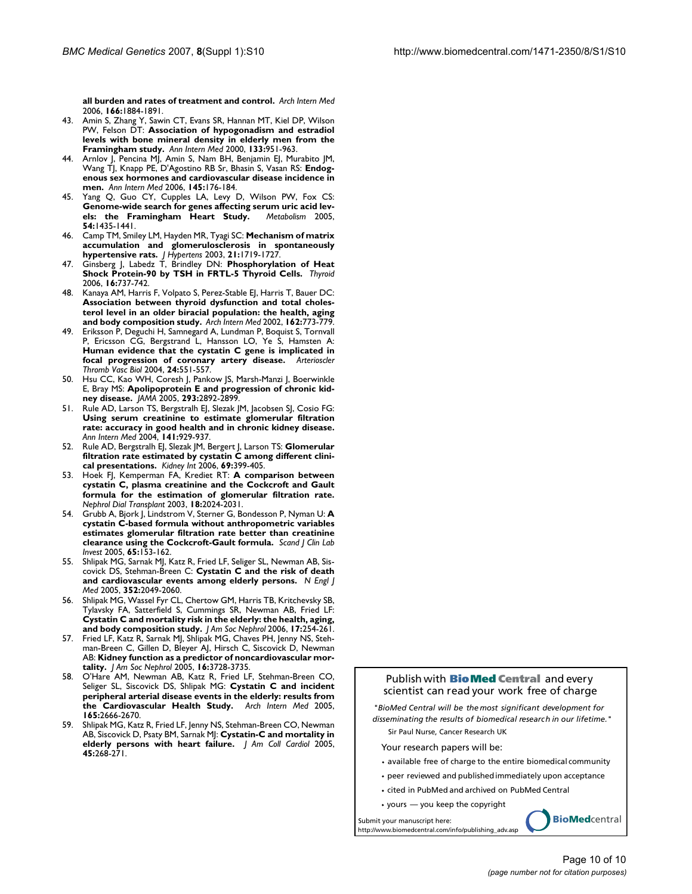all burden and rates of treatment and control. *Arch Intern Med* 2006, **166:**1884-1891.

43. Amin S, Zhang Y, Sawin CT, Evans SR, Hannan MT, Kiel DP, Wilson PW, Felson DT: **Association of hypogonadism and estradiol levels with bone mineral density in elderly men from the Framingham study.** *Ann Intern Med* 2000, **133:**951-963.
44. Arnlov J, Pencina MJ, Amin S, Nam BH, Benjamin EJ, Murabito JM, Wang TJ, Knapp PE, D'Agostino RB Sr, Bhasin S, Vasan RS: **Endogenous sex hormones and cardiovascular disease incidence in men.** *Ann Intern Med* 2006, **145:**176-184.
45. Yang Q, Guo CY, Cupples LA, Levy D, Wilson PW, Fox CS: **Genome-wide search for genes affecting serum uric acid levels: the Framingham Heart Study.** *Metabolism* 2005, **54:**1435-1441.
46. Camp TM, Smiley LM, Hayden MR, Tyagi SC: **Mechanism of matrix accumulation and glomerulosclerosis in spontaneously hypertensive rats.** *J Hypertens* 2003, **21:**1719-1727.
47. Ginsberg J, Labedz T, Brindley DN: **Phosphorylation of Heat Shock Protein-90 by TSH in FRTL-5 Thyroid Cells.** *Thyroid* 2006, **16:**737-742.
48. Kanaya AM, Harris F, Volpato S, Perez-Stable EJ, Harris T, Bauer DC: **Association between thyroid dysfunction and total cholesterol level in an older biracial population: the health, aging and body composition study.** *Arch Intern Med* 2002, **162:**773-779.
49. Eriksson P, Deguchi H, Samnegard A, Lundman P, Boquist S, Tornvall P, Ericsson CG, Bergstrand L, Hansson LO, Ye S, Hamsten A: **Human evidence that the cystatin C gene is implicated in focal progression of coronary artery disease.** *Arterioscler Thromb Vasc Biol* 2004, **24:**551-557.
50. Hsu CC, Kao WH, Coresh J, Pankow JS, Marsh-Manzi J, Boerwinkle E, Bray MS: **Apolipoprotein E and progression of chronic kidney disease.** *JAMA* 2005, **293:**2892-2899.
51. Rule AD, Larson TS, Bergstralh EJ, Slezak JM, Jacobsen SJ, Cosio FG: **Using serum creatinine to estimate glomerular filtration rate: accuracy in good health and in chronic kidney disease.** *Ann Intern Med* 2004, **141:**929-937.
52. Rule AD, Bergstralh EJ, Slezak JM, Bergert J, Larson TS: **Glomerular filtration rate estimated by cystatin C among different clinical presentations.** *Kidney Int* 2006, **69:**399-405.
53. Hoek FJ, Kemperman FA, Krediet RT: **A comparison between cystatin C, plasma creatinine and the Cockcroft and Gault formula for the estimation of glomerular filtration rate.** *Nephrol Dial Transplant* 2003, **18:**2024-2031.
54. Grubb A, Bjork J, Lindstrom V, Sterner G, Bondesson P, Nyman U: **A cystatin C-based formula without anthropometric variables estimates glomerular filtration rate better than creatinine clearance using the Cockcroft-Gault formula.** *Scand J Clin Lab Invest* 2005, **65:**153-162.
55. Shlipak MG, Sarnak MJ, Katz R, Fried LF, Seliger SL, Newman AB, Siscovick DS, Stehman-Breen C: **Cystatin C and the risk of death and cardiovascular events among elderly persons.** *N Engl J Med* 2005, **352:**2049-2060.
56. Shlipak MG, Wassel Fyr CL, Chertow GM, Harris TB, Kritchevsky SB, Tylavsky FA, Satterfield S, Cummings SR, Newman AB, Fried LF: **Cystatin C and mortality risk in the elderly: the health, aging, and body composition study.** *J Am Soc Nephrol* 2006, **17:**254-261.
57. Fried LF, Katz R, Sarnak MJ, Shlipak MG, Chaves PH, Jenny NS, Stehman-Breen C, Gillen D, Bleyer AJ, Hirsch C, Siscovick D, Newman AB: **Kidney function as a predictor of noncardiovascular mortality.** *J Am Soc Nephrol* 2005, **16:**3728-3735.
58. O'Hare AM, Newman AB, Katz R, Fried LF, Stehman-Breen CO, Seliger SL, Siscovick DS, Shlipak MG: **Cystatin C and incident peripheral arterial disease events in the elderly: results from the Cardiovascular Health Study.** *Arch Intern Med* 2005, **165:**2666-2670.
59. Shlipak MG, Katz R, Fried LF, Jenny NS, Stehman-Breen CO, Newman AB, Siscovick D, Psaty BM, Sarnak MJ: **Cystatin-C and mortality in elderly persons with heart failure.** *J Am Coll Cardiol* 2005, **45:**268-271.

Publish with **BioMed Central** and every scientist can read your work free of charge

*"BioMed Central will be the most significant development for disseminating the results of biomedical research in our lifetime."*
Sir Paul Nurse, Cancer Research UK

Your research papers will be:

- available free of charge to the entire biomedical community
- peer reviewed and published immediately upon acceptance
- cited in PubMed and archived on PubMed Central
- yours — you keep the copyright

Submit your manuscript here:
http://www.biomedcentral.com/info/publishing_adv.asp

BioMedcentral